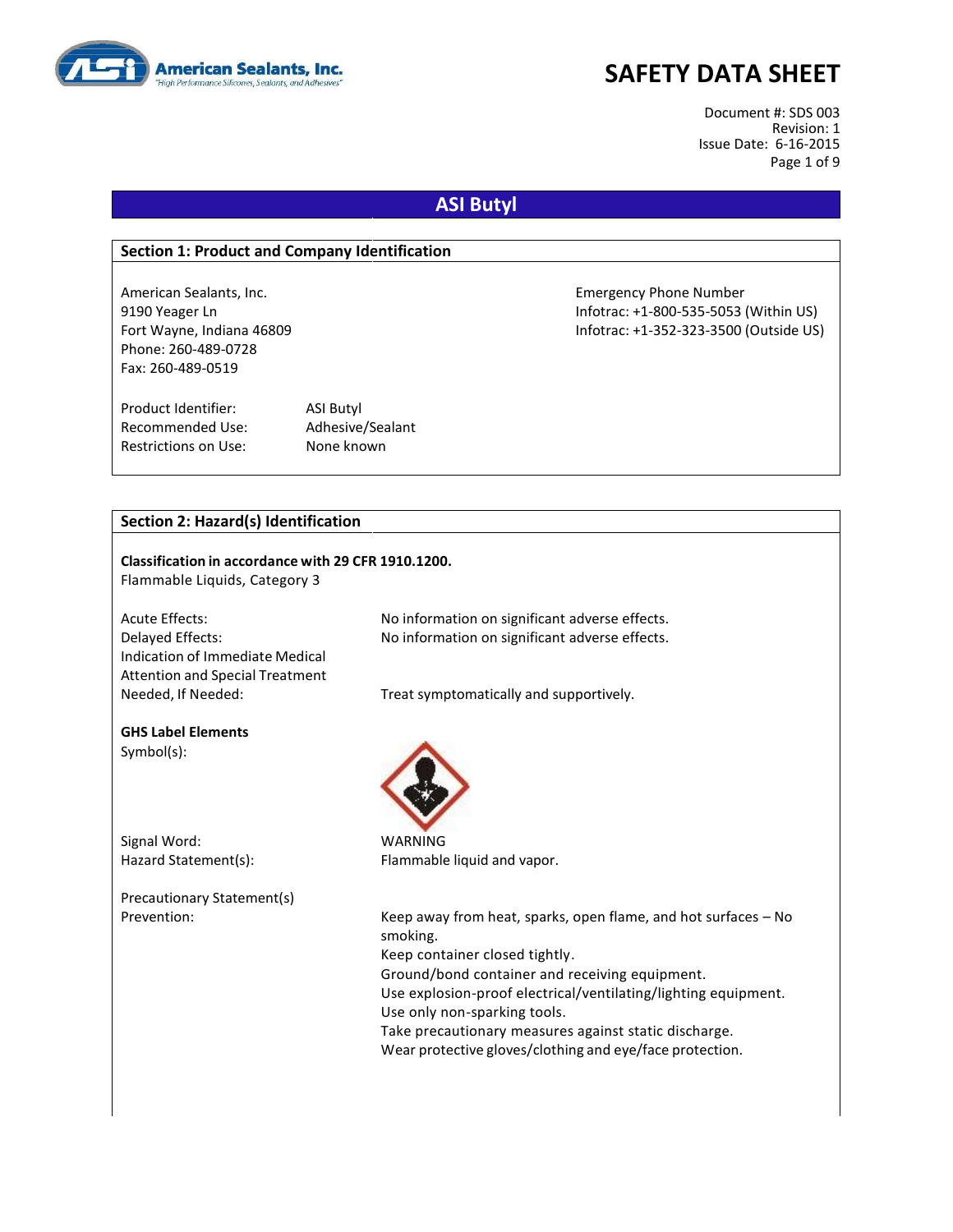# SAFETY DATA SHEET

Document #: SDS 003
Revision: 1
Issue Date: 6-16-2015

## ASI Butyl

### Section 1: Product and Company Identification

American Sealants, Inc.
9190 Yeager Ln
Fort Wayne, Indiana 46809
Phone: 260-489-0728
Fax: 260-489-0519

Emergency Phone Number
Infotrac: +1-800-535-5053 (Within US)
Infotrac: +1-352-323-3500 (Outside US)

| | |
|---|---|
| Product Identifier: | ASI Butyl |
| Recommended Use: | Adhesive/Sealant |
| Restrictions on Use: | None known |

### Section 2: Hazard(s) Identification

**Classification in accordance with 29 CFR 1910.1200.**
Flammable Liquids, Category 3

| | |
|---|---|
| Acute Effects: | No information on significant adverse effects. |
| Delayed Effects: | No information on significant adverse effects. |
| Indication of Immediate Medical Attention and Special Treatment Needed, If Needed: | Treat symptomatically and supportively. |

**GHS Label Elements**

Symbol(s):

Signal Word: WARNING

Hazard Statement(s): Flammable liquid and vapor.

Precautionary Statement(s)

Prevention:

Keep away from heat, sparks, open flame, and hot surfaces – No smoking.
Keep container closed tightly.
Ground/bond container and receiving equipment.
Use explosion-proof electrical/ventilating/lighting equipment.
Use only non-sparking tools.
Take precautionary measures against static discharge.
Wear protective gloves/clothing and eye/face protection.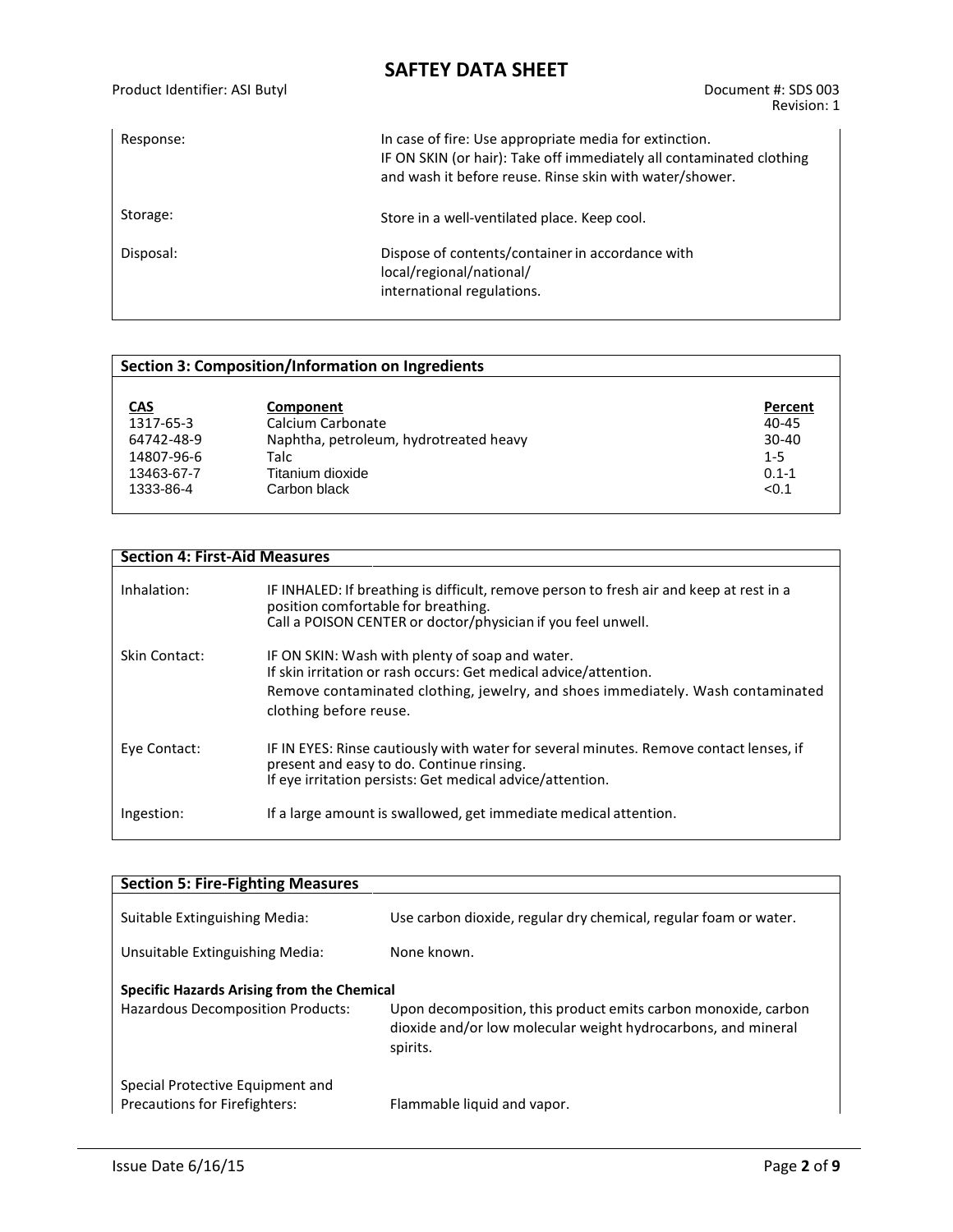| | |
|---|---|
| Response: | In case of fire: Use appropriate media for extinction.<br>IF ON SKIN (or hair): Take off immediately all contaminated clothing and wash it before reuse. Rinse skin with water/shower. |
| Storage: | Store in a well-ventilated place. Keep cool. |
| Disposal: | Dispose of contents/container in accordance with local/regional/national/ international regulations. |

## Section 3: Composition/Information on Ingredients

| CAS | Component | Percent |
|---|---|---|
| 1317-65-3 | Calcium Carbonate | 40-45 |
| 64742-48-9 | Naphtha, petroleum, hydrotreated heavy | 30-40 |
| 14807-96-6 | Talc | 1-5 |
| 13463-67-7 | Titanium dioxide | 0.1-1 |
| 1333-86-4 | Carbon black | <0.1 |

## Section 4: First-Aid Measures

| | |
|---|---|
| Inhalation: | IF INHALED: If breathing is difficult, remove person to fresh air and keep at rest in a position comfortable for breathing.<br>Call a POISON CENTER or doctor/physician if you feel unwell. |
| Skin Contact: | IF ON SKIN: Wash with plenty of soap and water.<br>If skin irritation or rash occurs: Get medical advice/attention.<br>Remove contaminated clothing, jewelry, and shoes immediately. Wash contaminated clothing before reuse. |
| Eye Contact: | IF IN EYES: Rinse cautiously with water for several minutes. Remove contact lenses, if present and easy to do. Continue rinsing.<br>If eye irritation persists: Get medical advice/attention. |
| Ingestion: | If a large amount is swallowed, get immediate medical attention. |

## Section 5: Fire-Fighting Measures

| | |
|---|---|
| Suitable Extinguishing Media: | Use carbon dioxide, regular dry chemical, regular foam or water. |
| Unsuitable Extinguishing Media: | None known. |

**Specific Hazards Arising from the Chemical**

| | |
|---|---|
| Hazardous Decomposition Products: | Upon decomposition, this product emits carbon monoxide, carbon dioxide and/or low molecular weight hydrocarbons, and mineral spirits. |
| Special Protective Equipment and Precautions for Firefighters: | Flammable liquid and vapor. |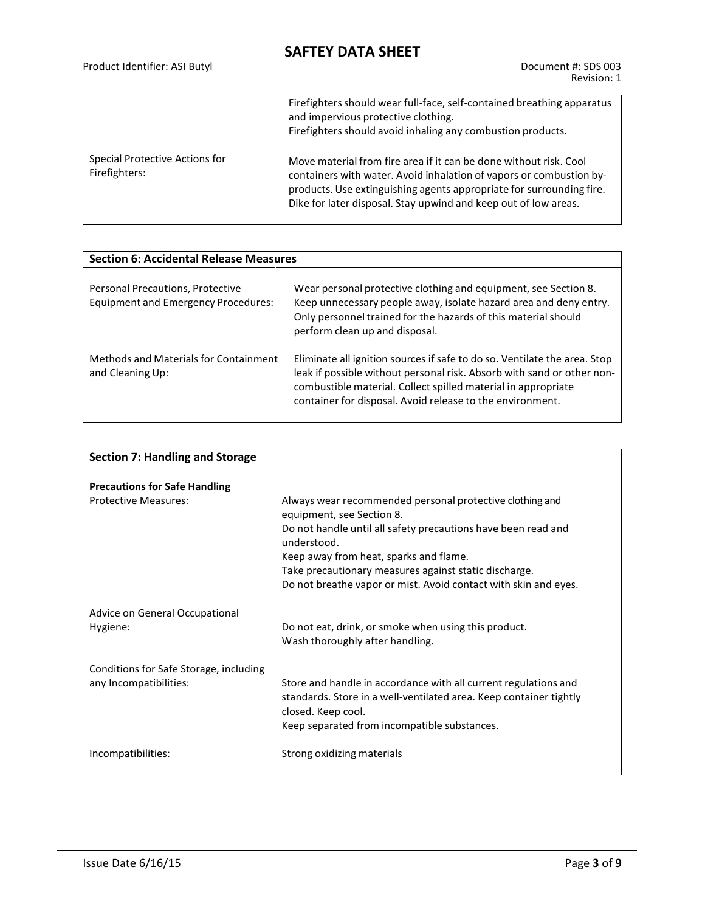| | |
|---|---|
| | Firefighters should wear full-face, self-contained breathing apparatus and impervious protective clothing.<br>Firefighters should avoid inhaling any combustion products. |
| Special Protective Actions for Firefighters: | Move material from fire area if it can be done without risk. Cool containers with water. Avoid inhalation of vapors or combustion by-products. Use extinguishing agents appropriate for surrounding fire. Dike for later disposal. Stay upwind and keep out of low areas. |

## Section 6: Accidental Release Measures

| | |
|---|---|
| Personal Precautions, Protective Equipment and Emergency Procedures: | Wear personal protective clothing and equipment, see Section 8. Keep unnecessary people away, isolate hazard area and deny entry. Only personnel trained for the hazards of this material should perform clean up and disposal. |
| Methods and Materials for Containment and Cleaning Up: | Eliminate all ignition sources if safe to do so. Ventilate the area. Stop leak if possible without personal risk. Absorb with sand or other non-combustible material. Collect spilled material in appropriate container for disposal. Avoid release to the environment. |

## Section 7: Handling and Storage

**Precautions for Safe Handling**

| | |
|---|---|
| Protective Measures: | Always wear recommended personal protective clothing and equipment, see Section 8.<br>Do not handle until all safety precautions have been read and understood.<br>Keep away from heat, sparks and flame.<br>Take precautionary measures against static discharge.<br>Do not breathe vapor or mist. Avoid contact with skin and eyes. |
| Advice on General Occupational Hygiene: | Do not eat, drink, or smoke when using this product.<br>Wash thoroughly after handling. |
| Conditions for Safe Storage, including any Incompatibilities: | Store and handle in accordance with all current regulations and standards. Store in a well-ventilated area. Keep container tightly closed. Keep cool.<br>Keep separated from incompatible substances. |
| Incompatibilities: | Strong oxidizing materials |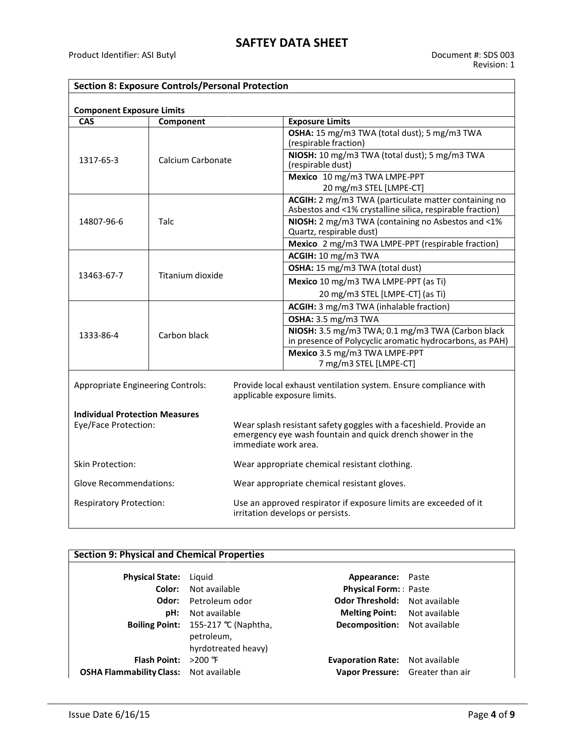# SAFTEY DATA SHEET

Product Identifier: ASI Butyl

Document #: SDS 003
Revision: 1

## Section 8: Exposure Controls/Personal Protection

**Component Exposure Limits**

| CAS | Component | Exposure Limits |
|---|---|---|
| 1317-65-3 | Calcium Carbonate | **OSHA:** 15 mg/m3 TWA (total dust); 5 mg/m3 TWA (respirable fraction) |
| | | **NIOSH:** 10 mg/m3 TWA (total dust); 5 mg/m3 TWA (respirable dust) |
| | | **Mexico** 10 mg/m3 TWA LMPE-PPT 20 mg/m3 STEL [LMPE-CT] |
| 14807-96-6 | Talc | **ACGIH:** 2 mg/m3 TWA (particulate matter containing no Asbestos and <1% crystalline silica, respirable fraction) |
| | | **NIOSH:** 2 mg/m3 TWA (containing no Asbestos and <1% Quartz, respirable dust) |
| | | **Mexico** 2 mg/m3 TWA LMPE-PPT (respirable fraction) |
| 13463-67-7 | Titanium dioxide | **ACGIH:** 10 mg/m3 TWA |
| | | **OSHA:** 15 mg/m3 TWA (total dust) |
| | | **Mexico** 10 mg/m3 TWA LMPE-PPT (as Ti) 20 mg/m3 STEL [LMPE-CT] (as Ti) |
| 1333-86-4 | Carbon black | **ACGIH:** 3 mg/m3 TWA (inhalable fraction) |
| | | **OSHA:** 3.5 mg/m3 TWA |
| | | **NIOSH:** 3.5 mg/m3 TWA; 0.1 mg/m3 TWA (Carbon black in presence of Polycyclic aromatic hydrocarbons, as PAH) |
| | | **Mexico** 3.5 mg/m3 TWA LMPE-PPT 7 mg/m3 STEL [LMPE-CT] |

Appropriate Engineering Controls: Provide local exhaust ventilation system. Ensure compliance with applicable exposure limits.

**Individual Protection Measures**

Eye/Face Protection: Wear splash resistant safety goggles with a faceshield. Provide an emergency eye wash fountain and quick drench shower in the immediate work area.

Skin Protection: Wear appropriate chemical resistant clothing.

Glove Recommendations: Wear appropriate chemical resistant gloves.

Respiratory Protection: Use an approved respirator if exposure limits are exceeded of it irritation develops or persists.

## Section 9: Physical and Chemical Properties

| | | | |
|---|---|---|---|
| **Physical State:** | Liquid | **Appearance:** | Paste |
| **Color:** | Not available | **Physical Form:** | : Paste |
| **Odor:** | Petroleum odor | **Odor Threshold:** | Not available |
| **pH:** | Not available | **Melting Point:** | Not available |
| **Boiling Point:** | 155-217 ℃ (Naphtha, petroleum, hyrdotreated heavy) | **Decomposition:** | Not available |
| **Flash Point:** | >200 ℉ | **Evaporation Rate:** | Not available |
| **OSHA Flammability Class:** | Not available | **Vapor Pressure:** | Greater than air |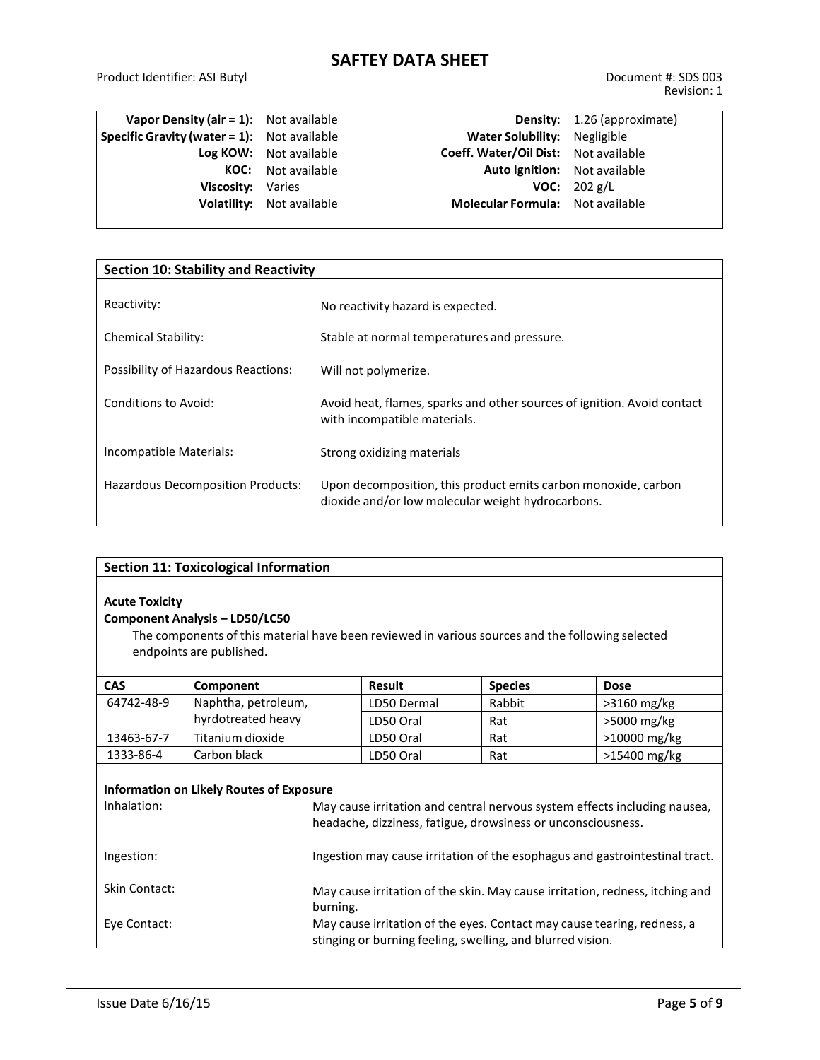| | | | |
|---|---|---|---|
| **Vapor Density (air = 1):** | Not available | **Density:** | 1.26 (approximate) |
| **Specific Gravity (water = 1):** | Not available | **Water Solubility:** | Negligible |
| **Log KOW:** | Not available | **Coeff. Water/Oil Dist:** | Not available |
| **KOC:** | Not available | **Auto Ignition:** | Not available |
| **Viscosity:** | Varies | **VOC:** | 202 g/L |
| **Volatility:** | Not available | **Molecular Formula:** | Not available |

## Section 10: Stability and Reactivity

| | |
|---|---|
| Reactivity: | No reactivity hazard is expected. |
| Chemical Stability: | Stable at normal temperatures and pressure. |
| Possibility of Hazardous Reactions: | Will not polymerize. |
| Conditions to Avoid: | Avoid heat, flames, sparks and other sources of ignition. Avoid contact with incompatible materials. |
| Incompatible Materials: | Strong oxidizing materials |
| Hazardous Decomposition Products: | Upon decomposition, this product emits carbon monoxide, carbon dioxide and/or low molecular weight hydrocarbons. |

## Section 11: Toxicological Information

**Acute Toxicity**

**Component Analysis – LD50/LC50**

The components of this material have been reviewed in various sources and the following selected endpoints are published.

| CAS | Component | Result | Species | Dose |
|---|---|---|---|---|
| 64742-48-9 | Naphtha, petroleum, hyrdotreated heavy | LD50 Dermal | Rabbit | >3160 mg/kg |
| | | LD50 Oral | Rat | >5000 mg/kg |
| 13463-67-7 | Titanium dioxide | LD50 Oral | Rat | >10000 mg/kg |
| 1333-86-4 | Carbon black | LD50 Oral | Rat | >15400 mg/kg |

**Information on Likely Routes of Exposure**

| | |
|---|---|
| Inhalation: | May cause irritation and central nervous system effects including nausea, headache, dizziness, fatigue, drowsiness or unconsciousness. |
| Ingestion: | Ingestion may cause irritation of the esophagus and gastrointestinal tract. |
| Skin Contact: | May cause irritation of the skin. May cause irritation, redness, itching and burning. |
| Eye Contact: | May cause irritation of the eyes. Contact may cause tearing, redness, a stinging or burning feeling, swelling, and blurred vision. |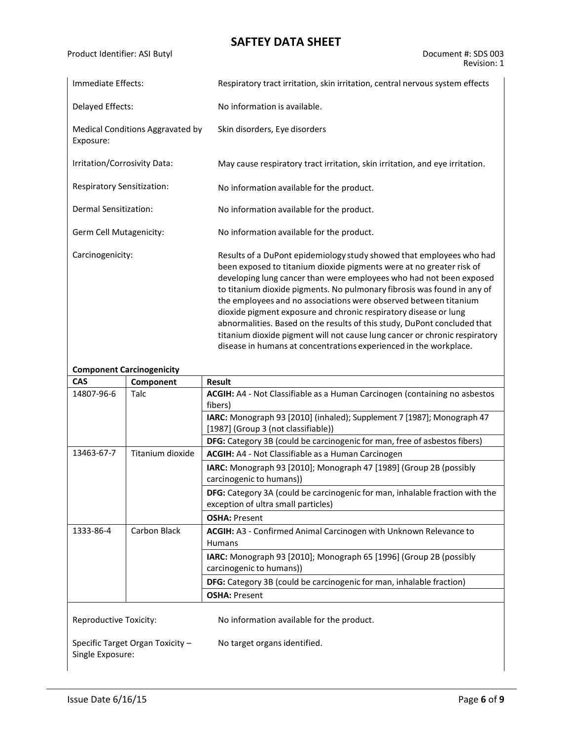| | |
|---|---|
| Immediate Effects: | Respiratory tract irritation, skin irritation, central nervous system effects |
| Delayed Effects: | No information is available. |
| Medical Conditions Aggravated by Exposure: | Skin disorders, Eye disorders |
| Irritation/Corrosivity Data: | May cause respiratory tract irritation, skin irritation, and eye irritation. |
| Respiratory Sensitization: | No information available for the product. |
| Dermal Sensitization: | No information available for the product. |
| Germ Cell Mutagenicity: | No information available for the product. |
| Carcinogenicity: | Results of a DuPont epidemiology study showed that employees who had been exposed to titanium dioxide pigments were at no greater risk of developing lung cancer than were employees who had not been exposed to titanium dioxide pigments. No pulmonary fibrosis was found in any of the employees and no associations were observed between titanium dioxide pigment exposure and chronic respiratory disease or lung abnormalities. Based on the results of this study, DuPont concluded that titanium dioxide pigment will not cause lung cancer or chronic respiratory disease in humans at concentrations experienced in the workplace. |

**Component Carcinogenicity**

| CAS | Component | Result |
|---|---|---|
| 14807-96-6 | Talc | **ACGIH:** A4 - Not Classifiable as a Human Carcinogen (containing no asbestos fibers) |
| | | **IARC:** Monograph 93 [2010] (inhaled); Supplement 7 [1987]; Monograph 47 [1987] (Group 3 (not classifiable)) |
| | | **DFG:** Category 3B (could be carcinogenic for man, free of asbestos fibers) |
| 13463-67-7 | Titanium dioxide | **ACGIH:** A4 - Not Classifiable as a Human Carcinogen |
| | | **IARC:** Monograph 93 [2010]; Monograph 47 [1989] (Group 2B (possibly carcinogenic to humans)) |
| | | **DFG:** Category 3A (could be carcinogenic for man, inhalable fraction with the exception of ultra small particles) |
| | | **OSHA:** Present |
| 1333-86-4 | Carbon Black | **ACGIH:** A3 - Confirmed Animal Carcinogen with Unknown Relevance to Humans |
| | | **IARC:** Monograph 93 [2010]; Monograph 65 [1996] (Group 2B (possibly carcinogenic to humans)) |
| | | **DFG:** Category 3B (could be carcinogenic for man, inhalable fraction) |
| | | **OSHA:** Present |

| | |
|---|---|
| Reproductive Toxicity: | No information available for the product. |
| Specific Target Organ Toxicity – Single Exposure: | No target organs identified. |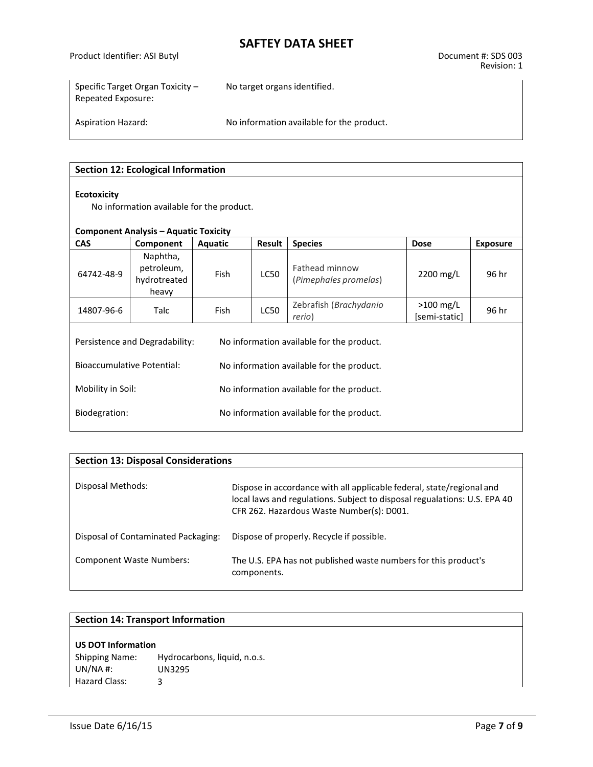Specific Target Organ Toxicity – Repeated Exposure: No target organs identified.

Aspiration Hazard: No information available for the product.

## Section 12: Ecological Information

**Ecotoxicity**

No information available for the product.

**Component Analysis – Aquatic Toxicity**

| CAS | Component | Aquatic | Result | Species | Dose | Exposure |
|---|---|---|---|---|---|---|
| 64742-48-9 | Naphtha, petroleum, hydrotreated heavy | Fish | LC50 | Fathead minnow (*Pimephales promelas*) | 2200 mg/L | 96 hr |
| 14807-96-6 | Talc | Fish | LC50 | Zebrafish (*Brachydanio rerio*) | >100 mg/L [semi-static] | 96 hr |

Persistence and Degradability: No information available for the product.

Bioaccumulative Potential: No information available for the product.

Mobility in Soil: No information available for the product.

Biodegration: No information available for the product.

## Section 13: Disposal Considerations

Disposal Methods: Dispose in accordance with all applicable federal, state/regional and local laws and regulations. Subject to disposal regualations: U.S. EPA 40 CFR 262. Hazardous Waste Number(s): D001.

Disposal of Contaminated Packaging: Dispose of properly. Recycle if possible.

Component Waste Numbers: The U.S. EPA has not published waste numbers for this product's components.

## Section 14: Transport Information

**US DOT Information**

Shipping Name: Hydrocarbons, liquid, n.o.s.
UN/NA #: UN3295
Hazard Class: 3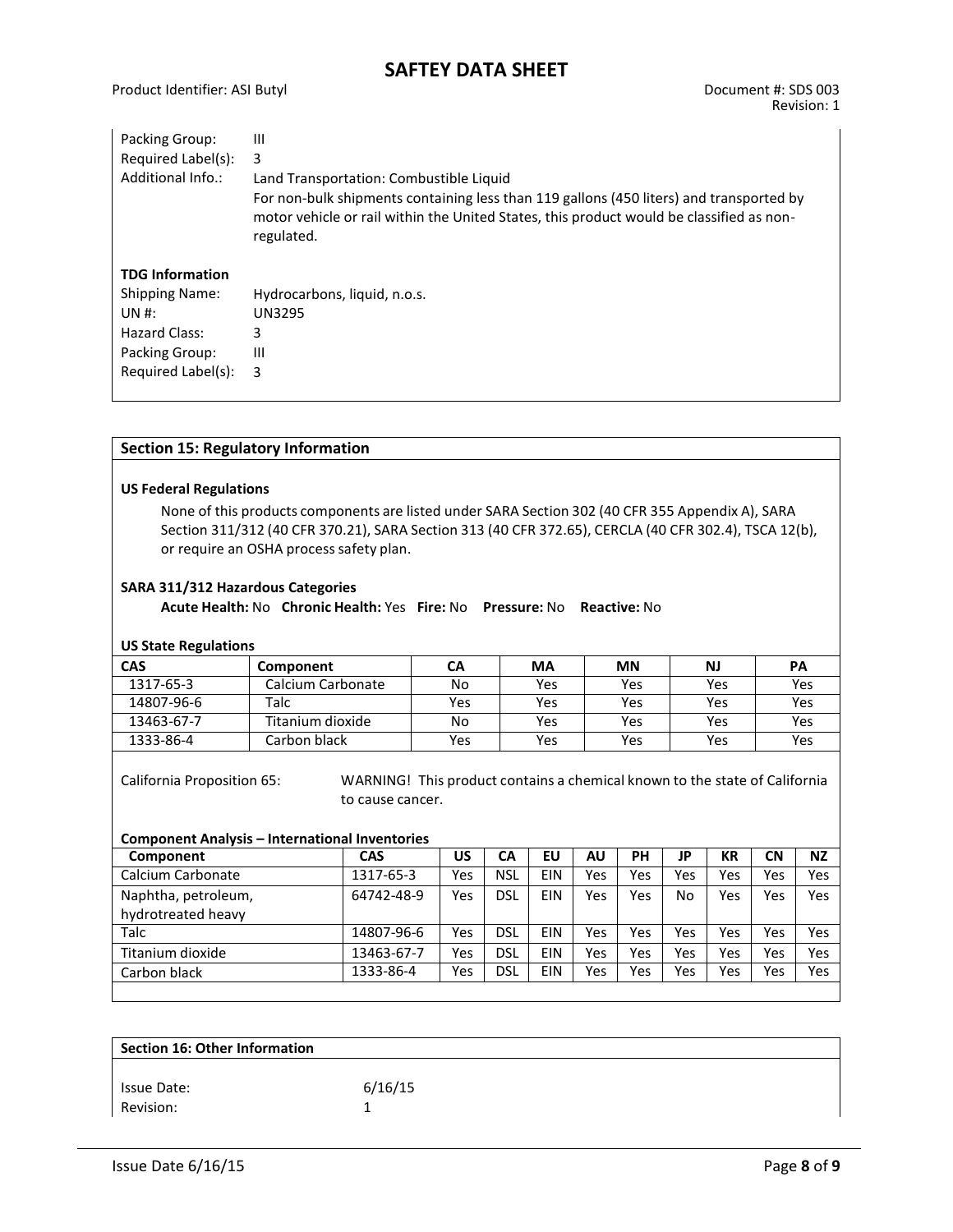Packing Group: III
Required Label(s): 3
Additional Info.: Land Transportation: Combustible Liquid
For non-bulk shipments containing less than 119 gallons (450 liters) and transported by motor vehicle or rail within the United States, this product would be classified as non-regulated.

**TDG Information**

Shipping Name: Hydrocarbons, liquid, n.o.s.
UN #: UN3295
Hazard Class: 3
Packing Group: III
Required Label(s): 3

## Section 15: Regulatory Information

**US Federal Regulations**

None of this products components are listed under SARA Section 302 (40 CFR 355 Appendix A), SARA Section 311/312 (40 CFR 370.21), SARA Section 313 (40 CFR 372.65), CERCLA (40 CFR 302.4), TSCA 12(b), or require an OSHA process safety plan.

**SARA 311/312 Hazardous Categories**

**Acute Health:** No **Chronic Health:** Yes **Fire:** No **Pressure:** No **Reactive:** No

**US State Regulations**

| CAS | Component | CA | MA | MN | NJ | PA |
|---|---|---|---|---|---|---|
| 1317-65-3 | Calcium Carbonate | No | Yes | Yes | Yes | Yes |
| 14807-96-6 | Talc | Yes | Yes | Yes | Yes | Yes |
| 13463-67-7 | Titanium dioxide | No | Yes | Yes | Yes | Yes |
| 1333-86-4 | Carbon black | Yes | Yes | Yes | Yes | Yes |

California Proposition 65: WARNING! This product contains a chemical known to the state of California to cause cancer.

**Component Analysis – International Inventories**

| Component | CAS | US | CA | EU | AU | PH | JP | KR | CN | NZ |
|---|---|---|---|---|---|---|---|---|---|---|
| Calcium Carbonate | 1317-65-3 | Yes | NSL | EIN | Yes | Yes | Yes | Yes | Yes | Yes |
| Naphtha, petroleum, hydrotreated heavy | 64742-48-9 | Yes | DSL | EIN | Yes | Yes | No | Yes | Yes | Yes |
| Talc | 14807-96-6 | Yes | DSL | EIN | Yes | Yes | Yes | Yes | Yes | Yes |
| Titanium dioxide | 13463-67-7 | Yes | DSL | EIN | Yes | Yes | Yes | Yes | Yes | Yes |
| Carbon black | 1333-86-4 | Yes | DSL | EIN | Yes | Yes | Yes | Yes | Yes | Yes |

## Section 16: Other Information

Issue Date: 6/16/15
Revision: 1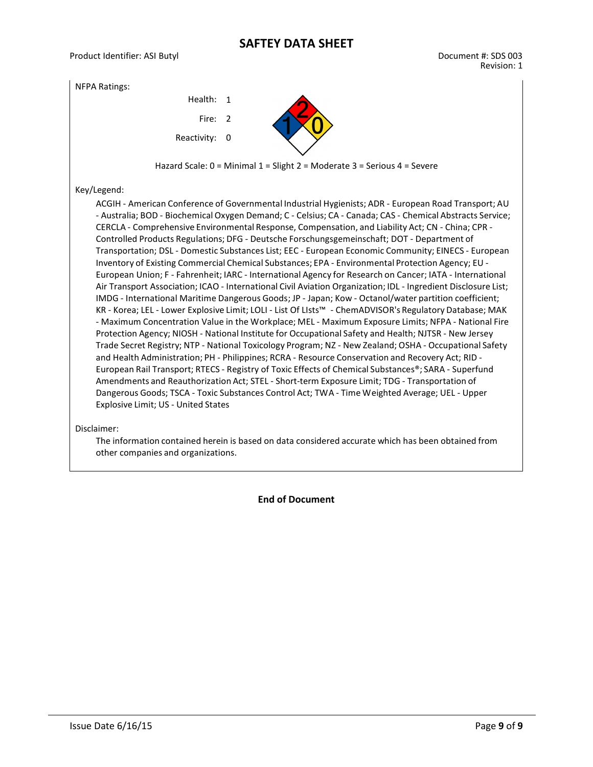NFPA Ratings:

Health: 1

Fire: 2

Reactivity: 0

Hazard Scale: 0 = Minimal 1 = Slight 2 = Moderate 3 = Serious 4 = Severe

Key/Legend:

ACGIH - American Conference of Governmental Industrial Hygienists; ADR - European Road Transport; AU - Australia; BOD - Biochemical Oxygen Demand; C - Celsius; CA - Canada; CAS - Chemical Abstracts Service; CERCLA - Comprehensive Environmental Response, Compensation, and Liability Act; CN - China; CPR - Controlled Products Regulations; DFG - Deutsche Forschungsgemeinschaft; DOT - Department of Transportation; DSL - Domestic Substances List; EEC - European Economic Community; EINECS - European Inventory of Existing Commercial Chemical Substances; EPA - Environmental Protection Agency; EU - European Union; F - Fahrenheit; IARC - International Agency for Research on Cancer; IATA - International Air Transport Association; ICAO - International Civil Aviation Organization; IDL - Ingredient Disclosure List; IMDG - International Maritime Dangerous Goods; JP - Japan; Kow - Octanol/water partition coefficient; KR - Korea; LEL - Lower Explosive Limit; LOLI - List Of LIsts™ - ChemADVISOR's Regulatory Database; MAK - Maximum Concentration Value in the Workplace; MEL - Maximum Exposure Limits; NFPA - National Fire Protection Agency; NIOSH - National Institute for Occupational Safety and Health; NJTSR - New Jersey Trade Secret Registry; NTP - National Toxicology Program; NZ - New Zealand; OSHA - Occupational Safety and Health Administration; PH - Philippines; RCRA - Resource Conservation and Recovery Act; RID - European Rail Transport; RTECS - Registry of Toxic Effects of Chemical Substances®; SARA - Superfund Amendments and Reauthorization Act; STEL - Short-term Exposure Limit; TDG - Transportation of Dangerous Goods; TSCA - Toxic Substances Control Act; TWA - Time Weighted Average; UEL - Upper Explosive Limit; US - United States

Disclaimer:

The information contained herein is based on data considered accurate which has been obtained from other companies and organizations.

**End of Document**